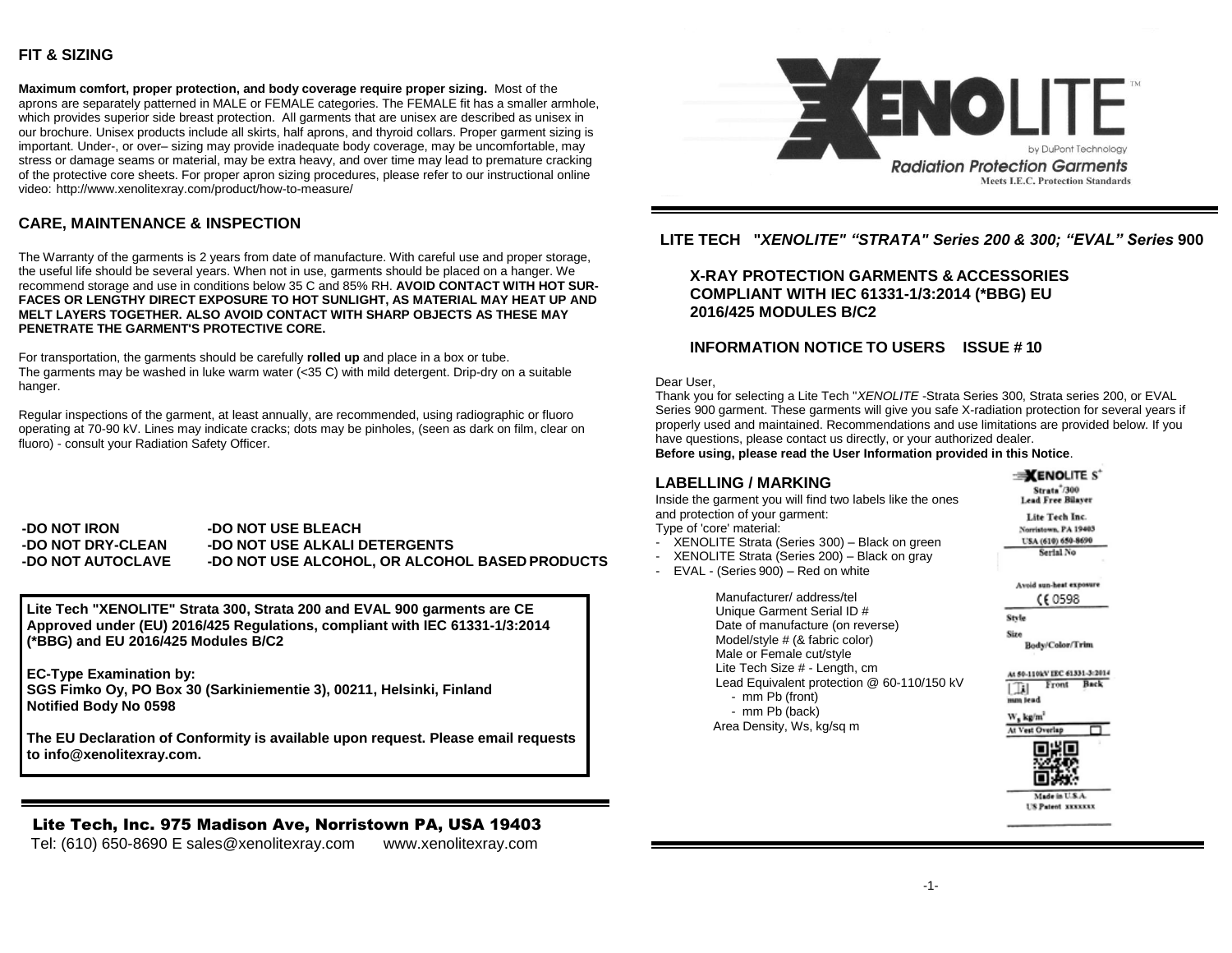## FIT & SIZING

**Maximum comfort, proper protection, and body coverage require proper sizing.** Most of the aprons are separately patterned in MALE or FEMALE categories. The FEMALE fit has a smaller armhole, which provides superior side breast protection. All garments that are unisex are described as unisex in our brochure. Unisex products include all skirts, half aprons, and thyroid collars. Proper garment sizing is important. Under-, or over– sizing may provide inadequate body coverage, may be uncomfortable, may stress or damage seams or material, may be extra heavy, and over time may lead to premature cracking of the protective core sheets. For proper apron sizing procedures, please refer to our instructional online video: http://www.xenolitexray.com/product/how-to-measure/

## CARE, MAINTENANCE & INSPECTION

The Warranty of the garments is 2 years from date of manufacture. With careful use and proper storage, the useful life should be several years. When not in use, garments should be placed on a hanger. We recommend storage and use in conditions below 35 C and 85% RH. **AVOID CONTACT WITH HOT SURFACES OR LENGTHY DIRECT EXPOSURE TO HOT SUNLIGHT, AS MATERIAL MAY HEAT UP AND MELT LAYERS TOGETHER. ALSO AVOID CONTACT WITH SHARP OBJECTS AS THESE MAY PENETRATE THE GARMENT'S PROTECTIVE CORE.**

For transportation, the garments should be carefully **rolled up** and place in a box or tube.
The garments may be washed in luke warm water (<35 C) with mild detergent. Drip-dry on a suitable hanger.

Regular inspections of the garment, at least annually, are recommended, using radiographic or fluoro operating at 70-90 kV. Lines may indicate cracks; dots may be pinholes, (seen as dark on film, clear on fluoro) - consult your Radiation Safety Officer.

**-DO NOT IRON** **-DO NOT USE BLEACH**
**-DO NOT DRY-CLEAN** **-DO NOT USE ALKALI DETERGENTS**
**-DO NOT AUTOCLAVE** **-DO NOT USE ALCOHOL, OR ALCOHOL BASED PRODUCTS**

**Lite Tech "XENOLITE" Strata 300, Strata 200 and EVAL 900 garments are CE Approved under (EU) 2016/425 Regulations, compliant with IEC 61331-1/3:2014 (\*BBG) and EU 2016/425 Modules B/C2**

**EC-Type Examination by:**
**SGS Fimko Oy, PO Box 30 (Sarkiniementie 3), 00211, Helsinki, Finland**
**Notified Body No 0598**

**The EU Declaration of Conformity is available upon request. Please email requests to info@xenolitexray.com.**

**Lite Tech, Inc. 975 Madison Ave, Norristown PA, USA 19403**
Tel: (610) 650-8690 E sales@xenolitexray.com www.xenolitexray.com

XENOLITE™ by DuPont Technology
*Radiation Protection Garments*
Meets I.E.C. Protection Standards

## LITE TECH "*XENOLITE" "STRATA" Series 200 & 300; "EVAL" Series* 900

### X-RAY PROTECTION GARMENTS & ACCESSORIES COMPLIANT WITH IEC 61331-1/3:2014 (*BBG) EU 2016/425 MODULES B/C2

### INFORMATION NOTICE TO USERS ISSUE # 10

Dear User,
Thank you for selecting a Lite Tech "*XENOLITE* -Strata Series 300, Strata series 200, or EVAL Series 900 garment. These garments will give you safe X-radiation protection for several years if properly used and maintained. Recommendations and use limitations are provided below. If you have questions, please contact us directly, or your authorized dealer.
**Before using, please read the User Information provided in this Notice**.

## LABELLING / MARKING

Inside the garment you will find two labels like the ones and protection of your garment:
Type of 'core' material:

- XENOLITE Strata (Series 300) – Black on green
- XENOLITE Strata (Series 200) – Black on gray
- EVAL - (Series 900) – Red on white

Manufacturer/ address/tel
Unique Garment Serial ID #
Date of manufacture (on reverse)
Model/style # (& fabric color)
Male or Female cut/style
Lite Tech Size # - Length, cm
Lead Equivalent protection @ 60-110/150 kV
- mm Pb (front)
- mm Pb (back)

Area Density, Ws, kg/sq m

XENOLITE S+
Strata+/300
Lead Free Bilayer
Lite Tech Inc.
Norristown, PA 19403
USA (610) 650-8690
Serial No
Avoid sun-heat exposure
CE 0598
Style
Size
Body/Color/Trim
At 50-110kV IEC 61331-3:2014
Front Back
mm lead
$W_s$ kg/m$^2$
At Vest Overlap
Made in U.S.A.
US Patent xxxxxxx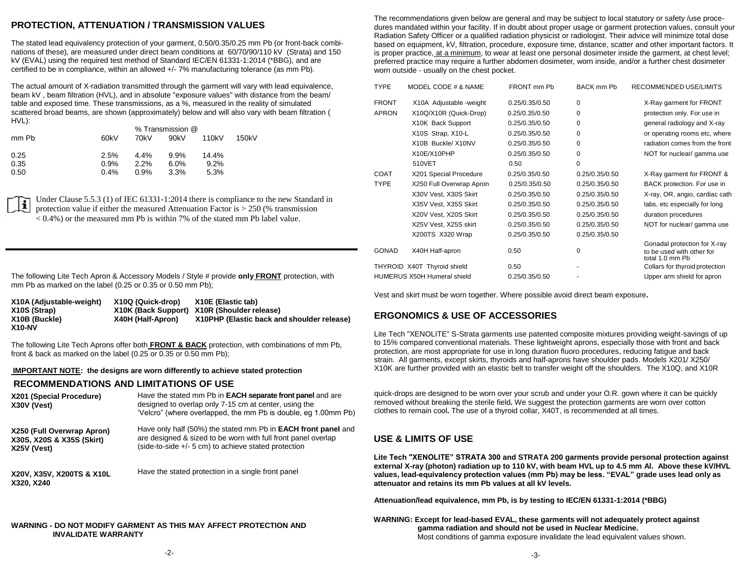## PROTECTION, ATTENUATION / TRANSMISSION VALUES

The stated lead equivalency protection of your garment, 0.50/0.35/0.25 mm Pb (or front-back combinations of these), are measured under direct beam conditions at 60/70/90/110 kV (Strata) and 150 kV (EVAL) using the required test method of Standard IEC/EN 61331-1:2014 (*BBG), and are certified to be in compliance, within an allowed +/- 7% manufacturing tolerance (as mm Pb).

The actual amount of X-radiation transmitted through the garment will vary with lead equivalence, beam kV , beam filtration (HVL), and in absolute "exposure values" with distance from the beam/ table and exposed time. These transmissions, as a %, measured in the reality of simulated scattered broad beams, are shown (approximately) below and will also vary with beam filtration ( HVL):

| | % Transmission @ | | | | |
|---|---|---|---|---|---|
| mm Pb | 60kV | 70kV | 90kV | 110kV | 150kV |
| 0.25 | 2.5% | 4.4% | 9.9% | 14.4% | |
| 0.35 | 0.9% | 2.2% | 6.0% | 9.2% | |
| 0.50 | 0.4% | 0.9% | 3.3% | 5.3% | |

Under Clause 5.5.3 (1) of IEC 61331-1:2014 there is compliance to the new Standard in protection value if either the measured Attenuation Factor is > 250 (% transmission < 0.4%) or the measured mm Pb is within 7% of the stated mm Pb label value.

---

The following Lite Tech Apron & Accessory Models / Style # provide **only FRONT** protection, with mm Pb as marked on the label (0.25 or 0.35 or 0.50 mm Pb);

| | | |
|---|---|---|
| **X10A (Adjustable-weight)** | **X10Q (Quick-drop)** | **X10E (Elastic tab)** |
| **X10S (Strap)** | **X10K (Back Support)** | **X10R (Shoulder release)** |
| **X10B (Buckle)** | **X40H (Half-Apron)** | **X10PHP (Elastic back and shoulder release)** |
| **X10-NV** | | |

The following Lite Tech Aprons offer both **FRONT & BACK** protection, with combinations of mm Pb, front & back as marked on the label (0.25 or 0.35 or 0.50 mm Pb);

**IMPORTANT NOTE: the designs are worn differently to achieve stated protection**

## RECOMMENDATIONS AND LIMITATIONS OF USE

| | |
|---|---|
| **X201 (Special Procedure)**<br>**X30V (Vest)** | Have the stated mm Pb in **EACH separate front panel** and are designed to overlap only 7-15 cm at center, using the 'Velcro" (where overlapped, the mm Pb is double, eg 1.00mm Pb) |
| **X250 (Full Overwrap Apron)**<br>**X30S, X20S & X35S (Skirt)**<br>**X25V (Vest)** | Have only half (50%) the stated mm Pb in **EACH front panel** and are designed & sized to be worn with full front panel overlap (side-to-side +/- 5 cm) to achieve stated protection |
| **X20V, X35V, X200TS & X10L**<br>**X320, X240** | Have the stated protection in a single front panel |

**WARNING - DO NOT MODIFY GARMENT AS THIS MAY AFFECT PROTECTION AND INVALIDATE WARRANTY**

The recommendations given below are general and may be subject to local statutory or safety /use procedures mandated within your facility. If in doubt about proper usage or garment protection values, consult your Radiation Safety Officer or a qualified radiation physicist or radiologist. Their advice will minimize total dose based on equipment, kV, filtration, procedure, exposure time, distance, scatter and other important factors. It is proper practice, at a minimum, to wear at least one personal dosimeter inside the garment, at chest level; preferred practice may require a further abdomen dosimeter, worn inside, and/or a further chest dosimeter worn outside - usually on the chest pocket.

| TYPE | MODEL CODE # & NAME | FRONT mm Pb | BACK mm Pb | RECOMMENDED USE/LIMITS |
|---|---|---|---|---|
| FRONT | X10A Adjustable -weight | 0.25/0.35/0.50 | 0 | X-Ray garment for FRONT |
| APRON | X10Q/X10R (Quick-Drop) | 0.25/0.35/0.50 | 0 | protection only. For use in |
| | X10K Back Support | 0.25/0.35/0.50 | 0 | general radiology and X-ray |
| | X10S Strap, X10-L | 0.25/0.35/0.50 | 0 | or operating rooms etc, where |
| | X10B Buckle/ X10NV | 0.25/0.35/0.50 | 0 | radiation comes from the front |
| | X10E/X10PHP | 0.25/0.35/0.50 | 0 | NOT for nuclear/ gamma use |
| | 510VET | 0.50 | 0 | |
| COAT | X201 Special Procedure | 0.25/0.35/0.50 | 0.25/0.35/0.50 | X-Ray garment for FRONT & |
| TYPE | X250 Full Overwrap Apron | 0.25/0.35/0.50 | 0.25/0.35/0.50 | BACK protection. For use in |
| | X30V Vest, X30S Skirt | 0.25/0.35/0.50 | 0.25/0.35/0.50 | X-ray, OR, angio, cardiac cath |
| | X35V Vest, X35S Skirt | 0.25/0.35/0.50 | 0.25/0.35/0.50 | labs, etc especially for long |
| | X20V Vest, X20S Skirt | 0.25/0.35/0.50 | 0.25/0.35/0.50 | duration procedures |
| | X25V Vest, X25S skirt | 0.25/0.35/0.50 | 0.25/0.35/0.50 | NOT for nuclear/ gamma use |
| | X200TS X320 Wrap | 0.25/0.35/0.50 | 0.25/0.35/0.50 | |
| GONAD | X40H Half-apron | 0.50 | 0 | Gonadal protection for X-ray to be used with other for total 1.0 mm Pb |
| THYROID | X40T Thyroid shield | 0.50 | - | Collars for thyroid protection |
| HUMERUS | X50H Humeral shield | 0.25/0.35/0.50 | - | Upper arm shield for apron |

Vest and skirt must be worn together. Where possible avoid direct beam exposure**.**

## ERGONOMICS & USE OF ACCESSORIES

Lite Tech "XENOLITE" S-Strata garments use patented composite mixtures providing weight-savings of up to 15% compared conventional materials. These lightweight aprons, especially those with front and back protection, are most appropriate for use in long duration fluoro procedures, reducing fatigue and back strain. All garments, except skirts, thyroids and half-aprons have shoulder pads. Models X201/ X250/ X10K are further provided with an elastic belt to transfer weight off the shoulders. The X10Q, and X10R quick-drops are designed to be worn over your scrub and under your O.R. gown where it can be quickly removed without breaking the sterile field**.** We suggest the protection garments are worn over cotton clothes to remain cool**.** The use of a thyroid collar, X40T, is recommended at all times.

## USE & LIMITS OF USE

**Lite Tech "XENOLITE" STRATA 300 and STRATA 200 garments provide personal protection against external X-ray (photon) radiation up to 110 kV, with beam HVL up to 4.5 mm Al. Above these kV/HVL values, lead-equivalency protection values (mm Pb) may be less. "EVAL" grade uses lead only as attenuator and retains its mm Pb values at all kV levels.**

**Attenuation/lead equivalence, mm Pb, is by testing to IEC/EN 61331-1:2014 (*BBG)**

**WARNING: Except for lead-based EVAL, these garments will not adequately protect against gamma radiation and should not be used in Nuclear Medicine.**
Most conditions of gamma exposure invalidate the lead equivalent values shown.